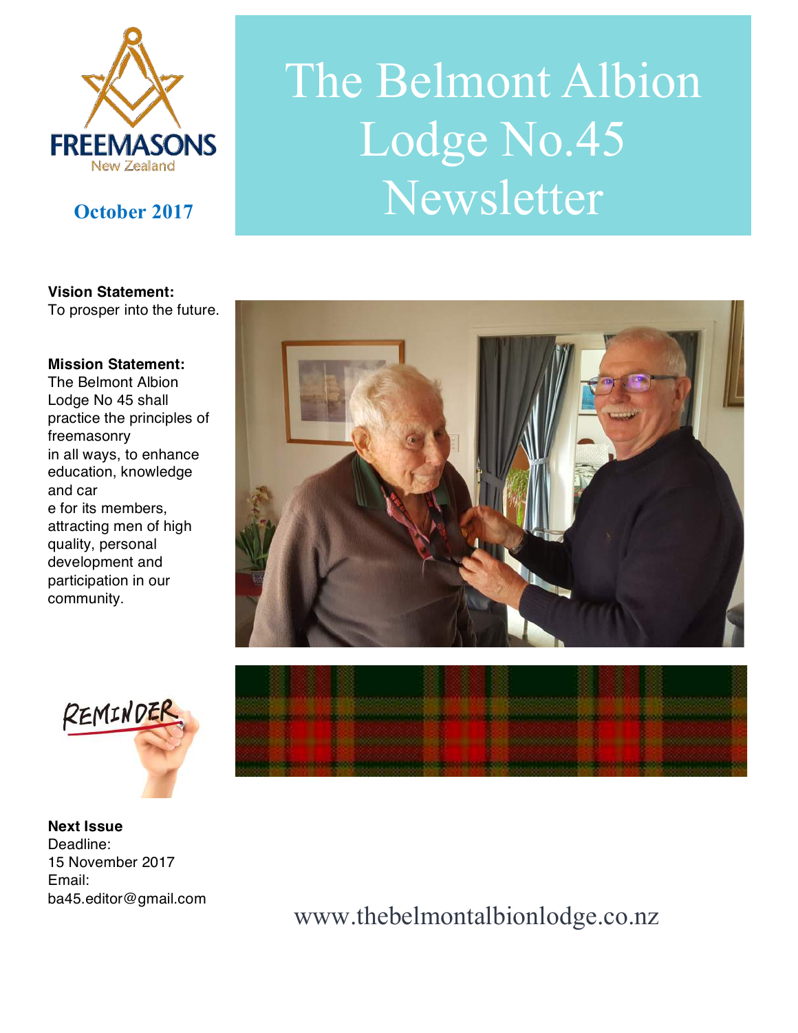# The Belmont Albion Lodge No.45 Newsletter

FREEMASONS
New Zealand

**October 2017**

**Vision Statement:**
To prosper into the future.

**Mission Statement:**
The Belmont Albion Lodge No 45 shall practice the principles of freemasonry in all ways, to enhance education, knowledge and car e for its members, attracting men of high quality, personal development and participation in our community.

REMINDER

**Next Issue**
Deadline:
15 November 2017
Email:
ba45.editor@gmail.com

www.thebelmontalbionlodge.co.nz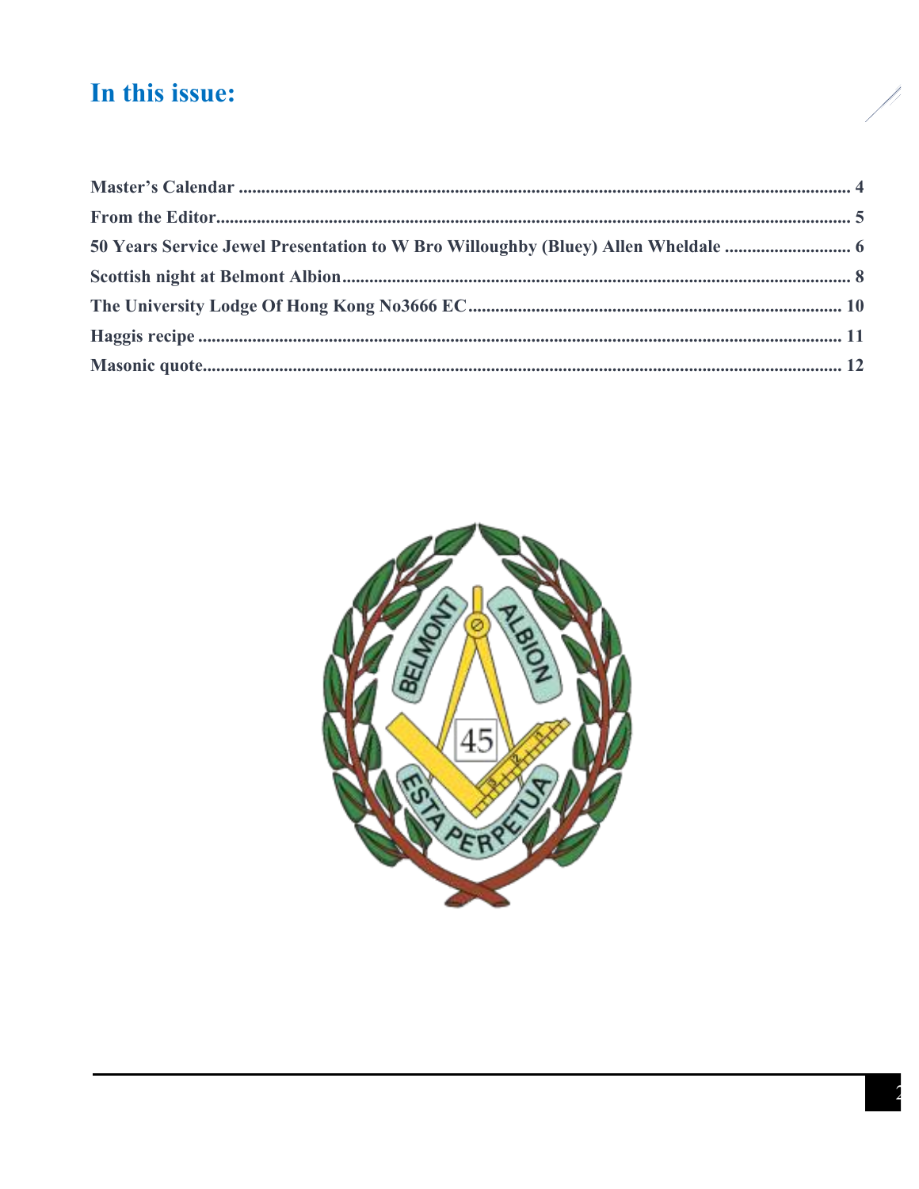## In this issue:

Master's Calendar ........................................................ 4

From the Editor ........................................................ 5

50 Years Service Jewel Presentation to W Bro Willoughby (Bluey) Allen Wheldale ........................ 6

Scottish night at Belmont Albion ........................................................ 8

The University Lodge Of Hong Kong No3666 EC ........................................................ 10

Haggis recipe ........................................................ 11

Masonic quote ........................................................ 12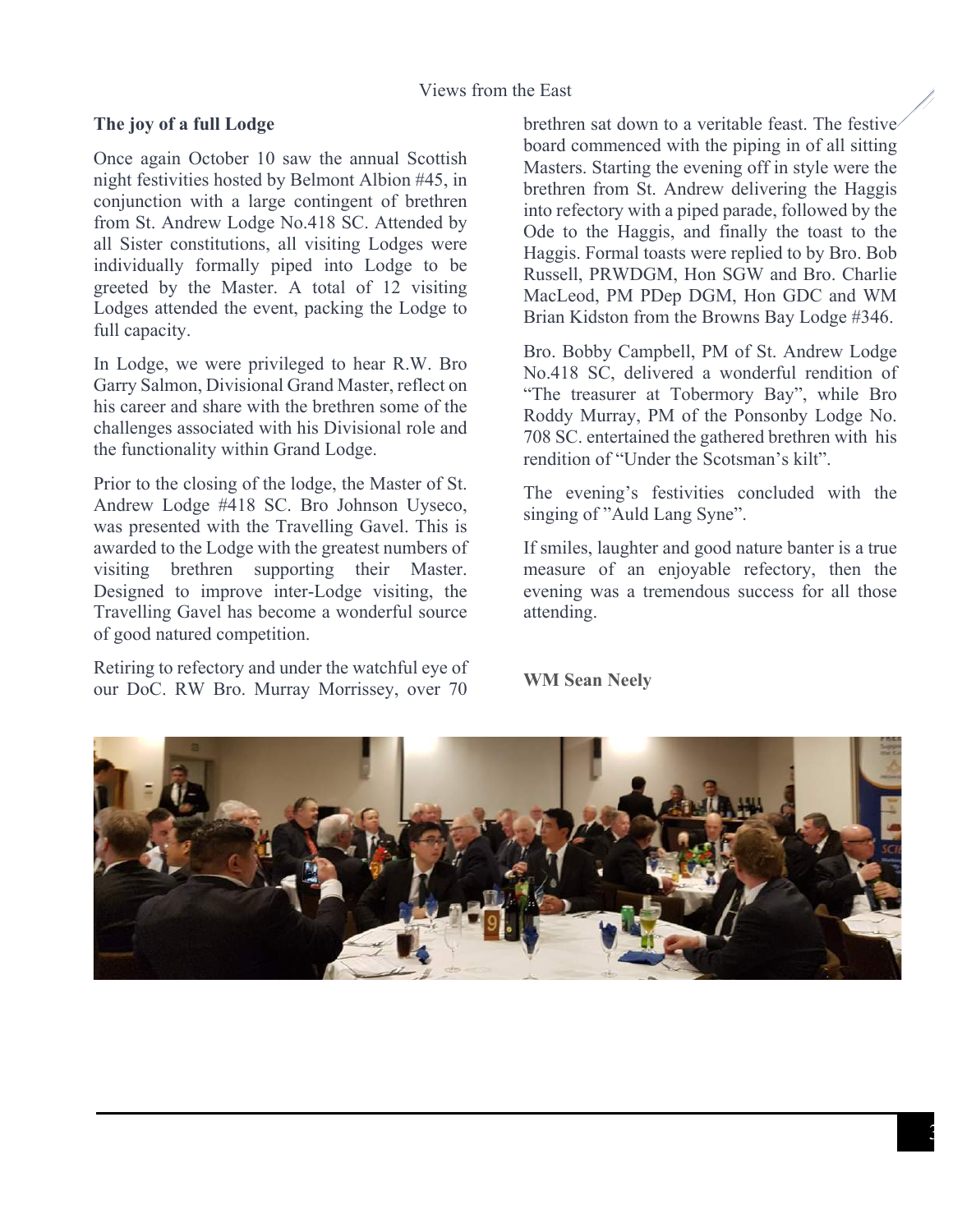## The joy of a full Lodge

Once again October 10 saw the annual Scottish night festivities hosted by Belmont Albion #45, in conjunction with a large contingent of brethren from St. Andrew Lodge No.418 SC. Attended by all Sister constitutions, all visiting Lodges were individually formally piped into Lodge to be greeted by the Master. A total of 12 visiting Lodges attended the event, packing the Lodge to full capacity.

In Lodge, we were privileged to hear R.W. Bro Garry Salmon, Divisional Grand Master, reflect on his career and share with the brethren some of the challenges associated with his Divisional role and the functionality within Grand Lodge.

Prior to the closing of the lodge, the Master of St. Andrew Lodge #418 SC. Bro Johnson Uyseco, was presented with the Travelling Gavel. This is awarded to the Lodge with the greatest numbers of visiting brethren supporting their Master. Designed to improve inter-Lodge visiting, the Travelling Gavel has become a wonderful source of good natured competition.

Retiring to refectory and under the watchful eye of our DoC. RW Bro. Murray Morrissey, over 70 brethren sat down to a veritable feast. The festive board commenced with the piping in of all sitting Masters. Starting the evening off in style were the brethren from St. Andrew delivering the Haggis into refectory with a piped parade, followed by the Ode to the Haggis, and finally the toast to the Haggis. Formal toasts were replied to by Bro. Bob Russell, PRWDGM, Hon SGW and Bro. Charlie MacLeod, PM PDep DGM, Hon GDC and WM Brian Kidston from the Browns Bay Lodge #346.

Bro. Bobby Campbell, PM of St. Andrew Lodge No.418 SC, delivered a wonderful rendition of "The treasurer at Tobermory Bay", while Bro Roddy Murray, PM of the Ponsonby Lodge No. 708 SC. entertained the gathered brethren with his rendition of "Under the Scotsman's kilt".

The evening's festivities concluded with the singing of "Auld Lang Syne".

If smiles, laughter and good nature banter is a true measure of an enjoyable refectory, then the evening was a tremendous success for all those attending.

**WM Sean Neely**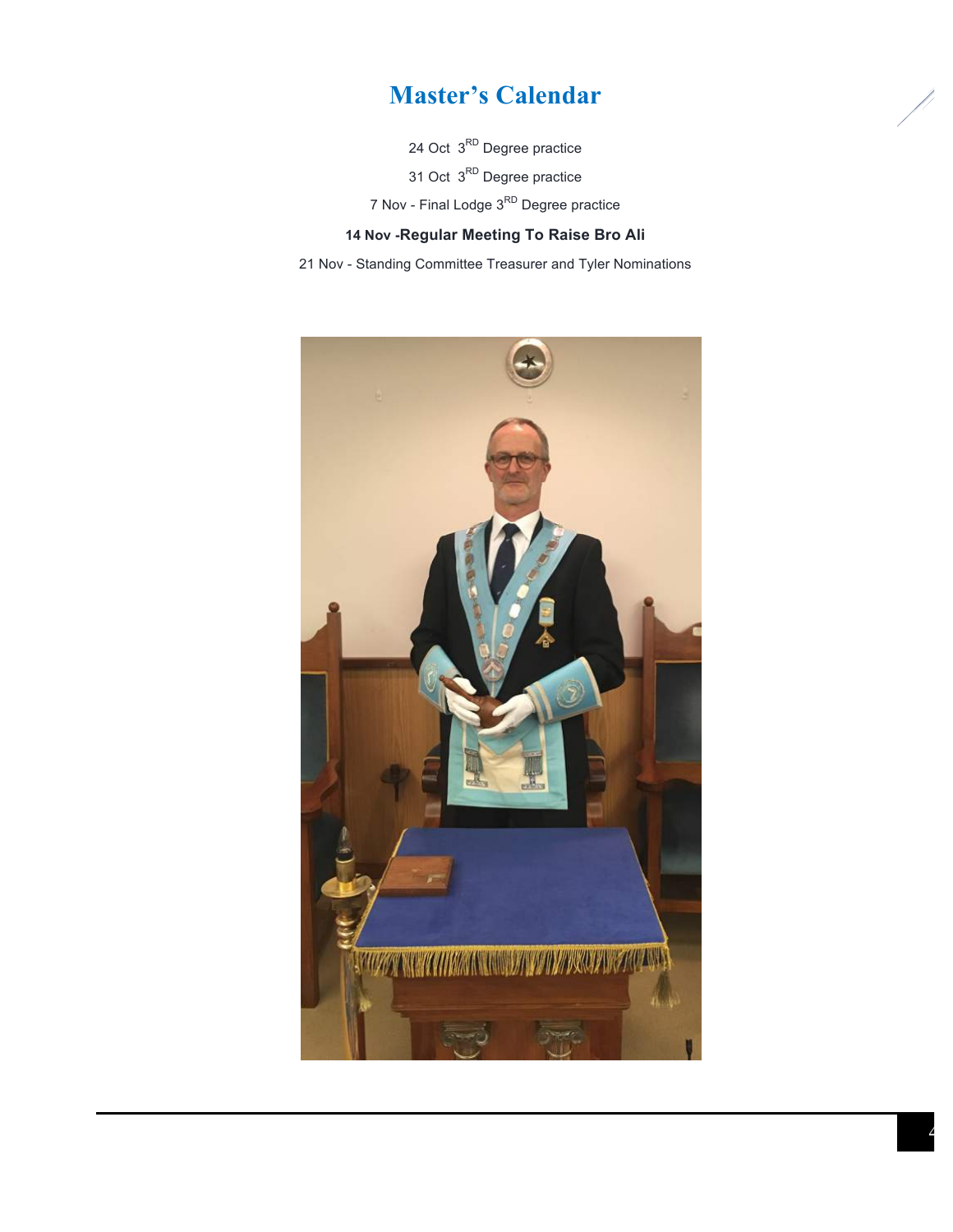# Master's Calendar

24 Oct 3RD Degree practice

31 Oct 3RD Degree practice

7 Nov - Final Lodge 3RD Degree practice

**14 Nov -Regular Meeting To Raise Bro Ali**

21 Nov - Standing Committee Treasurer and Tyler Nominations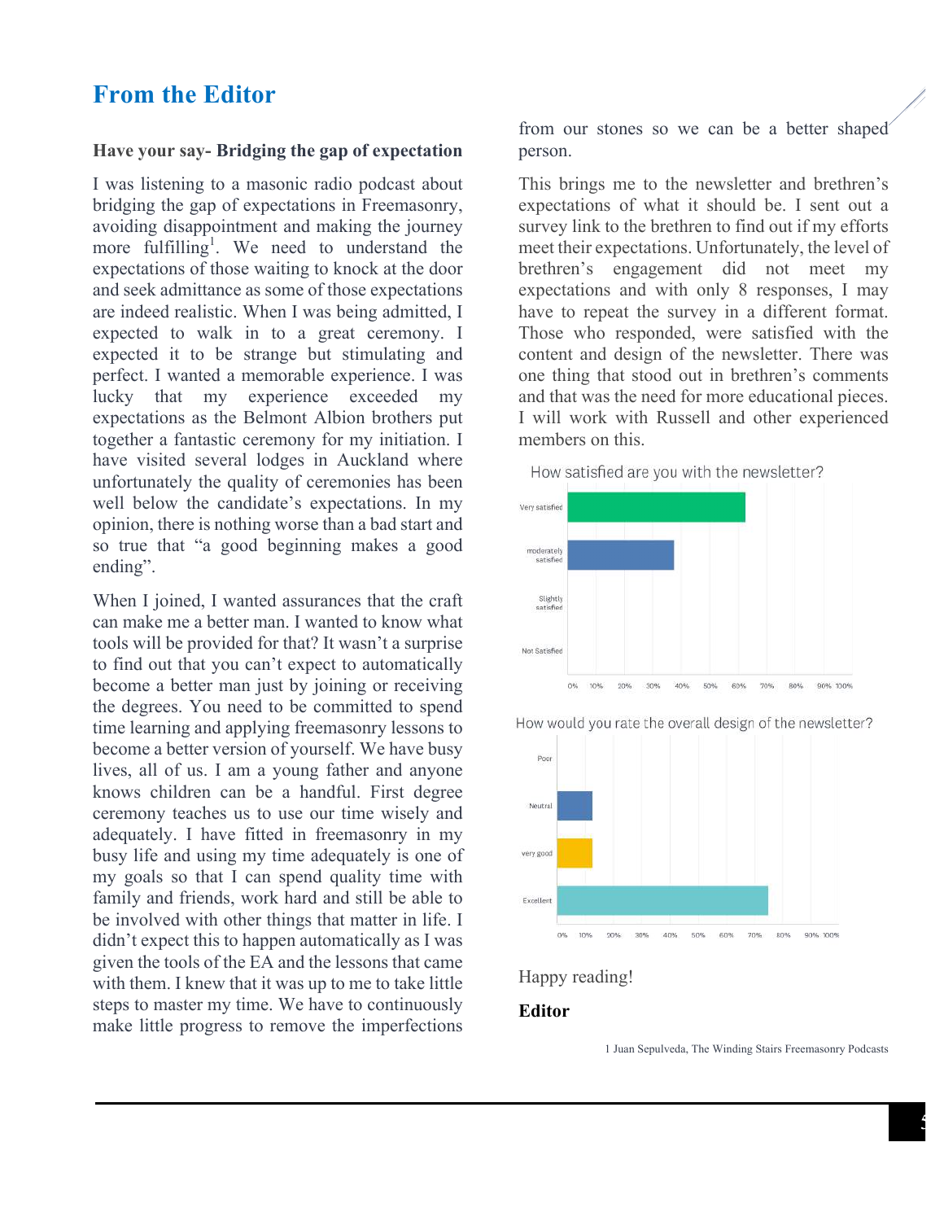# From the Editor

**Have your say- Bridging the gap of expectation**

I was listening to a masonic radio podcast about bridging the gap of expectations in Freemasonry, avoiding disappointment and making the journey more fulfilling[1]. We need to understand the expectations of those waiting to knock at the door and seek admittance as some of those expectations are indeed realistic. When I was being admitted, I expected to walk in to a great ceremony. I expected it to be strange but stimulating and perfect. I wanted a memorable experience. I was lucky that my experience exceeded my expectations as the Belmont Albion brothers put together a fantastic ceremony for my initiation. I have visited several lodges in Auckland where unfortunately the quality of ceremonies has been well below the candidate's expectations. In my opinion, there is nothing worse than a bad start and so true that "a good beginning makes a good ending".

When I joined, I wanted assurances that the craft can make me a better man. I wanted to know what tools will be provided for that? It wasn't a surprise to find out that you can't expect to automatically become a better man just by joining or receiving the degrees. You need to be committed to spend time learning and applying freemasonry lessons to become a better version of yourself. We have busy lives, all of us. I am a young father and anyone knows children can be a handful. First degree ceremony teaches us to use our time wisely and adequately. I have fitted in freemasonry in my busy life and using my time adequately is one of my goals so that I can spend quality time with family and friends, work hard and still be able to be involved with other things that matter in life. I didn't expect this to happen automatically as I was given the tools of the EA and the lessons that came with them. I knew that it was up to me to take little steps to master my time. We have to continuously make little progress to remove the imperfections from our stones so we can be a better shaped person.

This brings me to the newsletter and brethren's expectations of what it should be. I sent out a survey link to the brethren to find out if my efforts meet their expectations. Unfortunately, the level of brethren's engagement did not meet my expectations and with only 8 responses, I may have to repeat the survey in a different format. Those who responded, were satisfied with the content and design of the newsletter. There was one thing that stood out in brethren's comments and that was the need for more educational pieces. I will work with Russell and other experienced members on this.

How satisfied are you with the newsletter?

| Response | Approx. % |
|---|---|
| Very satisfied | ~62% |
| moderately satisfied | ~37% |
| Slightly satisfied | 0% |
| Not Satisfied | 0% |

How would you rate the overall design of the newsletter?

| Response | Approx. % |
|---|---|
| Poor | 0% |
| Neutral | ~12% |
| very good | ~12% |
| Excellent | ~75% |

Happy reading!

**Editor**

1 Juan Sepulveda, The Winding Stairs Freemasonry Podcasts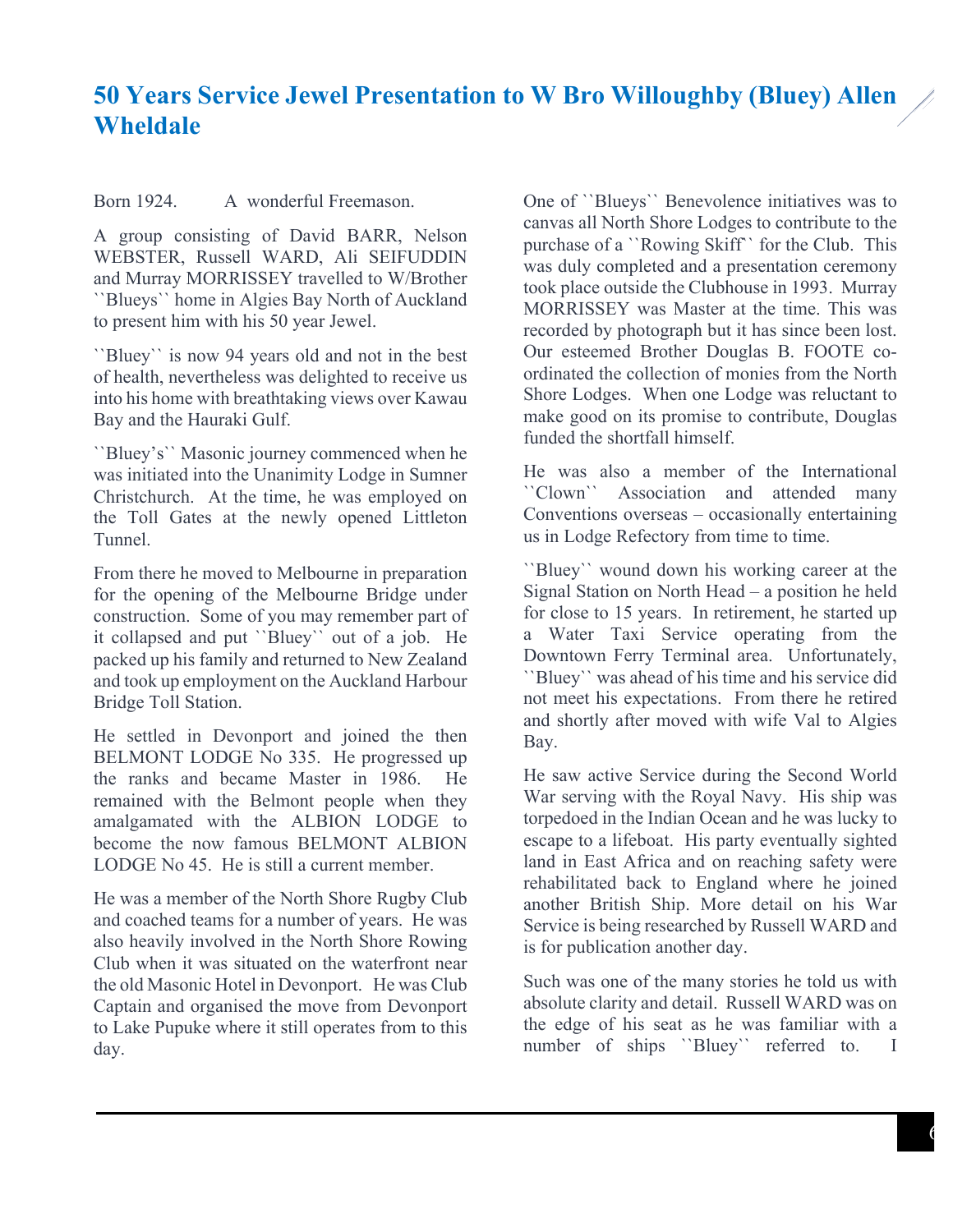# 50 Years Service Jewel Presentation to W Bro Willoughby (Bluey) Allen Wheldale

Born 1924. A wonderful Freemason.

A group consisting of David BARR, Nelson WEBSTER, Russell WARD, Ali SEIFUDDIN and Murray MORRISSEY travelled to W/Brother ``Blueys`` home in Algies Bay North of Auckland to present him with his 50 year Jewel.

``Bluey`` is now 94 years old and not in the best of health, nevertheless was delighted to receive us into his home with breathtaking views over Kawau Bay and the Hauraki Gulf.

``Bluey's`` Masonic journey commenced when he was initiated into the Unanimity Lodge in Sumner Christchurch. At the time, he was employed on the Toll Gates at the newly opened Littleton Tunnel.

From there he moved to Melbourne in preparation for the opening of the Melbourne Bridge under construction. Some of you may remember part of it collapsed and put ``Bluey`` out of a job. He packed up his family and returned to New Zealand and took up employment on the Auckland Harbour Bridge Toll Station.

He settled in Devonport and joined the then BELMONT LODGE No 335. He progressed up the ranks and became Master in 1986. He remained with the Belmont people when they amalgamated with the ALBION LODGE to become the now famous BELMONT ALBION LODGE No 45. He is still a current member.

He was a member of the North Shore Rugby Club and coached teams for a number of years. He was also heavily involved in the North Shore Rowing Club when it was situated on the waterfront near the old Masonic Hotel in Devonport. He was Club Captain and organised the move from Devonport to Lake Pupuke where it still operates from to this day.

One of ``Blueys`` Benevolence initiatives was to canvas all North Shore Lodges to contribute to the purchase of a ``Rowing Skiff`` for the Club. This was duly completed and a presentation ceremony took place outside the Clubhouse in 1993. Murray MORRISSEY was Master at the time. This was recorded by photograph but it has since been lost. Our esteemed Brother Douglas B. FOOTE co-ordinated the collection of monies from the North Shore Lodges. When one Lodge was reluctant to make good on its promise to contribute, Douglas funded the shortfall himself.

He was also a member of the International ``Clown`` Association and attended many Conventions overseas – occasionally entertaining us in Lodge Refectory from time to time.

``Bluey`` wound down his working career at the Signal Station on North Head – a position he held for close to 15 years. In retirement, he started up a Water Taxi Service operating from the Downtown Ferry Terminal area. Unfortunately, ``Bluey`` was ahead of his time and his service did not meet his expectations. From there he retired and shortly after moved with wife Val to Algies Bay.

He saw active Service during the Second World War serving with the Royal Navy. His ship was torpedoed in the Indian Ocean and he was lucky to escape to a lifeboat. His party eventually sighted land in East Africa and on reaching safety were rehabilitated back to England where he joined another British Ship. More detail on his War Service is being researched by Russell WARD and is for publication another day.

Such was one of the many stories he told us with absolute clarity and detail. Russell WARD was on the edge of his seat as he was familiar with a number of ships ``Bluey`` referred to. I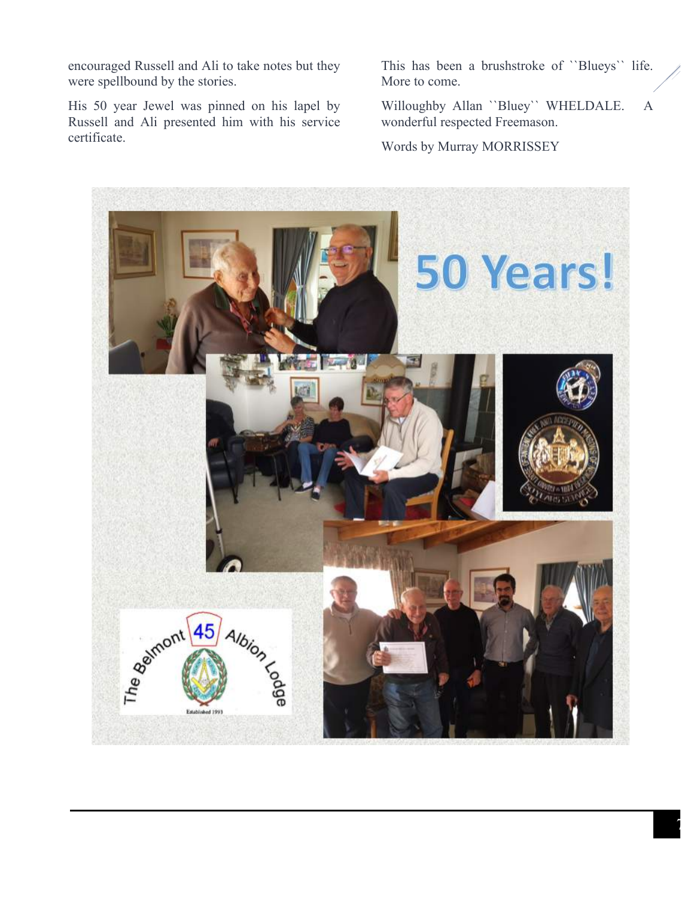encouraged Russell and Ali to take notes but they were spellbound by the stories.

His 50 year Jewel was pinned on his lapel by Russell and Ali presented him with his service certificate.

This has been a brushstroke of ``Blueys`` life. More to come.

Willoughby Allan ``Bluey`` WHELDALE. A wonderful respected Freemason.

Words by Murray MORRISSEY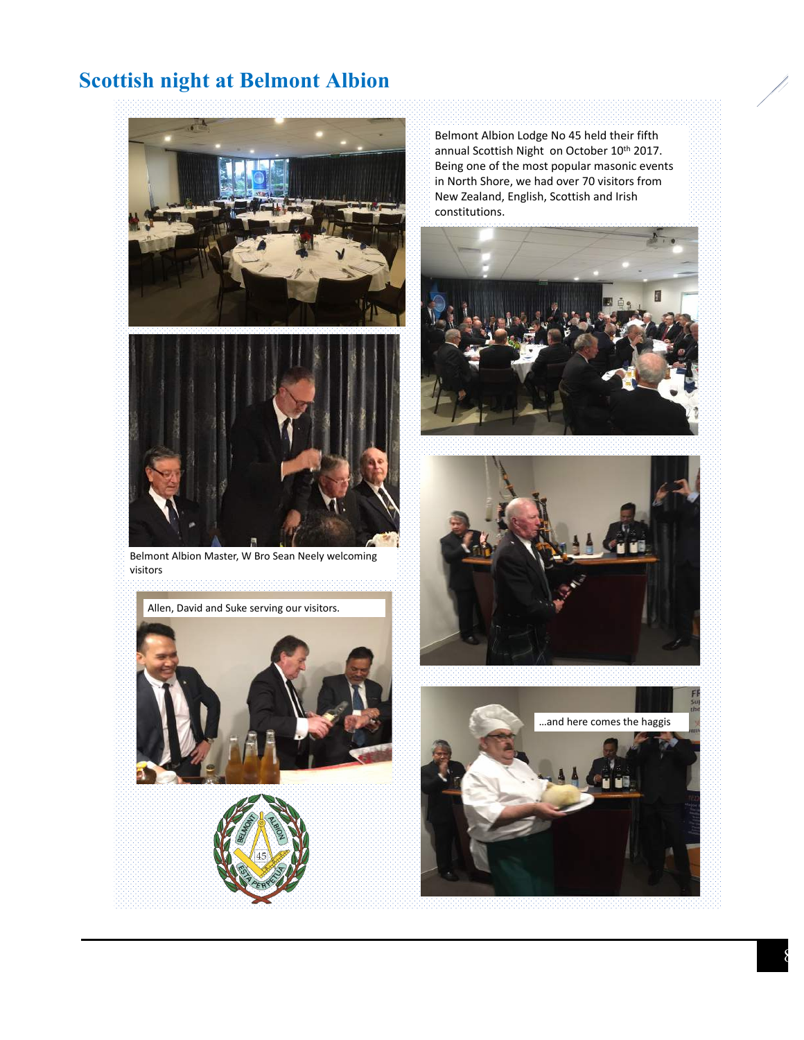# Scottish night at Belmont Albion

Belmont Albion Lodge No 45 held their fifth annual Scottish Night on October 10th 2017. Being one of the most popular masonic events in North Shore, we had over 70 visitors from New Zealand, English, Scottish and Irish constitutions.

Belmont Albion Master, W Bro Sean Neely welcoming visitors

Allen, David and Suke serving our visitors.

…and here comes the haggis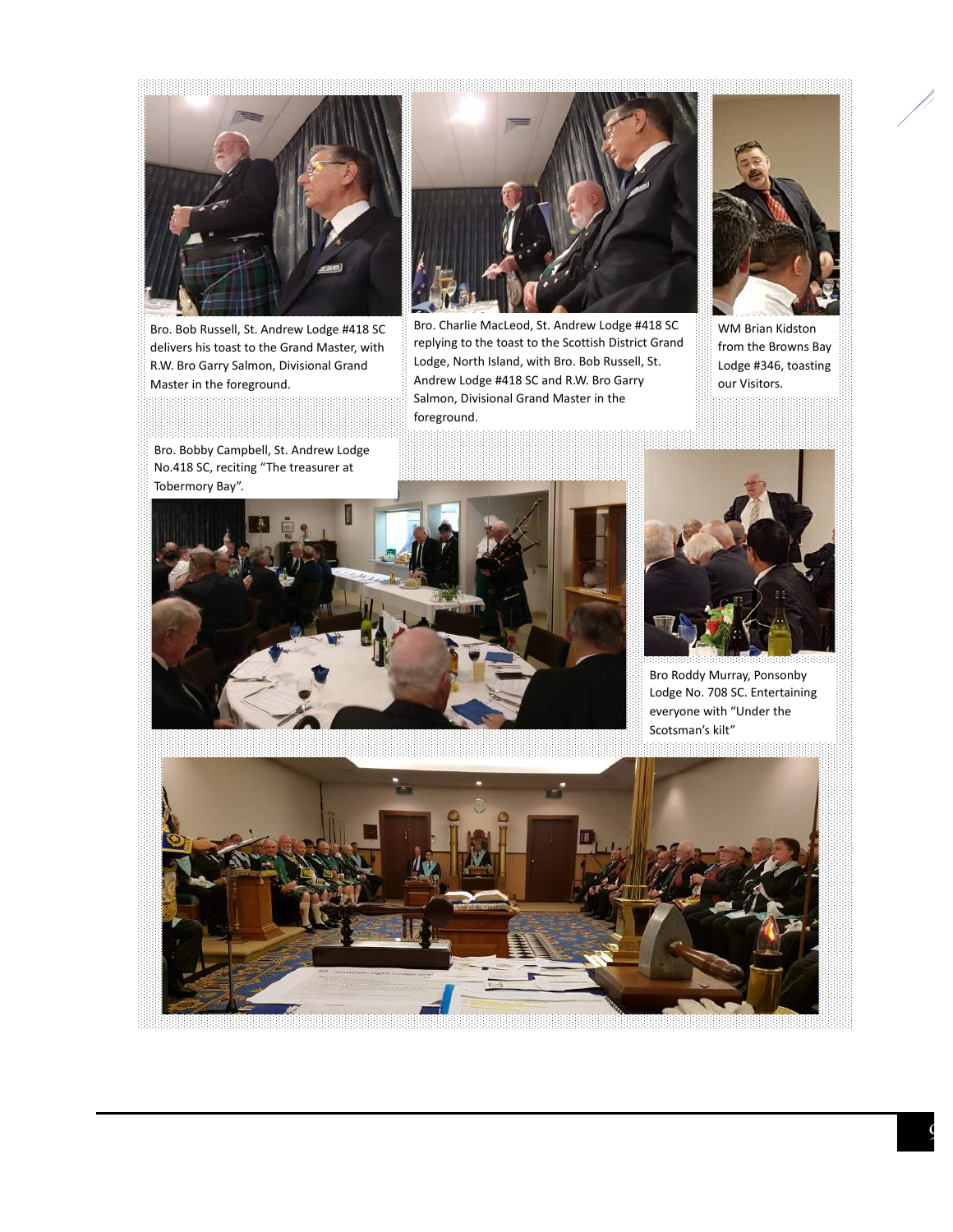Bro. Bob Russell, St. Andrew Lodge #418 SC delivers his toast to the Grand Master, with R.W. Bro Garry Salmon, Divisional Grand Master in the foreground.

Bro. Charlie MacLeod, St. Andrew Lodge #418 SC replying to the toast to the Scottish District Grand Lodge, North Island, with Bro. Bob Russell, St. Andrew Lodge #418 SC and R.W. Bro Garry Salmon, Divisional Grand Master in the foreground.

WM Brian Kidston from the Browns Bay Lodge #346, toasting our Visitors.

Bro. Bobby Campbell, St. Andrew Lodge No.418 SC, reciting "The treasurer at Tobermory Bay".

Bro Roddy Murray, Ponsonby Lodge No. 708 SC. Entertaining everyone with "Under the Scotsman's kilt"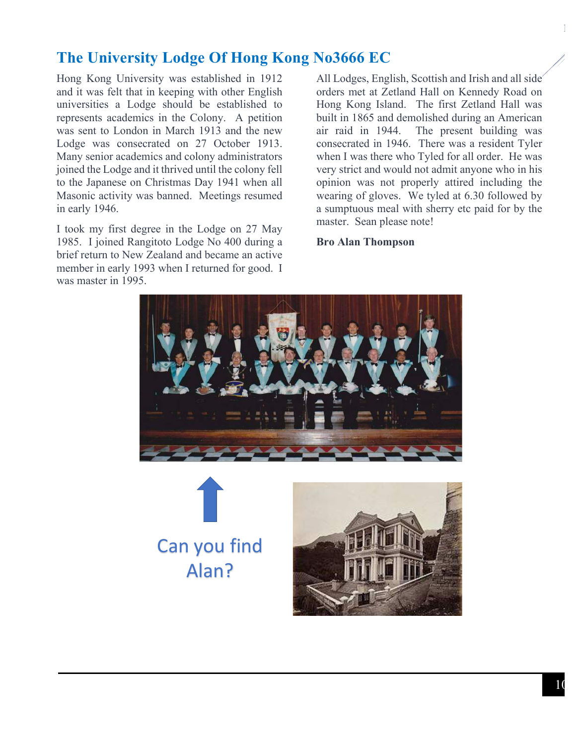# The University Lodge Of Hong Kong No3666 EC

Hong Kong University was established in 1912 and it was felt that in keeping with other English universities a Lodge should be established to represents academics in the Colony. A petition was sent to London in March 1913 and the new Lodge was consecrated on 27 October 1913. Many senior academics and colony administrators joined the Lodge and it thrived until the colony fell to the Japanese on Christmas Day 1941 when all Masonic activity was banned. Meetings resumed in early 1946.

I took my first degree in the Lodge on 27 May 1985. I joined Rangitoto Lodge No 400 during a brief return to New Zealand and became an active member in early 1993 when I returned for good. I was master in 1995.

All Lodges, English, Scottish and Irish and all side orders met at Zetland Hall on Kennedy Road on Hong Kong Island. The first Zetland Hall was built in 1865 and demolished during an American air raid in 1944. The present building was consecrated in 1946. There was a resident Tyler when I was there who Tyled for all order. He was very strict and would not admit anyone who in his opinion was not properly attired including the wearing of gloves. We tyled at 6.30 followed by a sumptuous meal with sherry etc paid for by the master. Sean please note!

**Bro Alan Thompson**

Can you find Alan?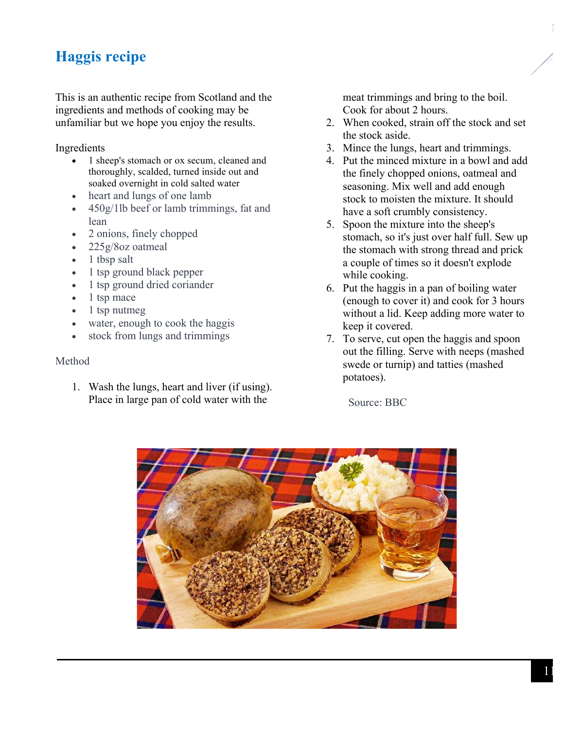# Haggis recipe

This is an authentic recipe from Scotland and the ingredients and methods of cooking may be unfamiliar but we hope you enjoy the results.

Ingredients

- 1 sheep's stomach or ox secum, cleaned and thoroughly, scalded, turned inside out and soaked overnight in cold salted water
- heart and lungs of one lamb
- 450g/1lb beef or lamb trimmings, fat and lean
- 2 onions, finely chopped
- 225g/8oz oatmeal
- 1 tbsp salt
- 1 tsp ground black pepper
- 1 tsp ground dried coriander
- 1 tsp mace
- 1 tsp nutmeg
- water, enough to cook the haggis
- stock from lungs and trimmings

Method

1. Wash the lungs, heart and liver (if using). Place in large pan of cold water with the meat trimmings and bring to the boil. Cook for about 2 hours.
2. When cooked, strain off the stock and set the stock aside.
3. Mince the lungs, heart and trimmings.
4. Put the minced mixture in a bowl and add the finely chopped onions, oatmeal and seasoning. Mix well and add enough stock to moisten the mixture. It should have a soft crumbly consistency.
5. Spoon the mixture into the sheep's stomach, so it's just over half full. Sew up the stomach with strong thread and prick a couple of times so it doesn't explode while cooking.
6. Put the haggis in a pan of boiling water (enough to cover it) and cook for 3 hours without a lid. Keep adding more water to keep it covered.
7. To serve, cut open the haggis and spoon out the filling. Serve with neeps (mashed swede or turnip) and tatties (mashed potatoes).

Source: BBC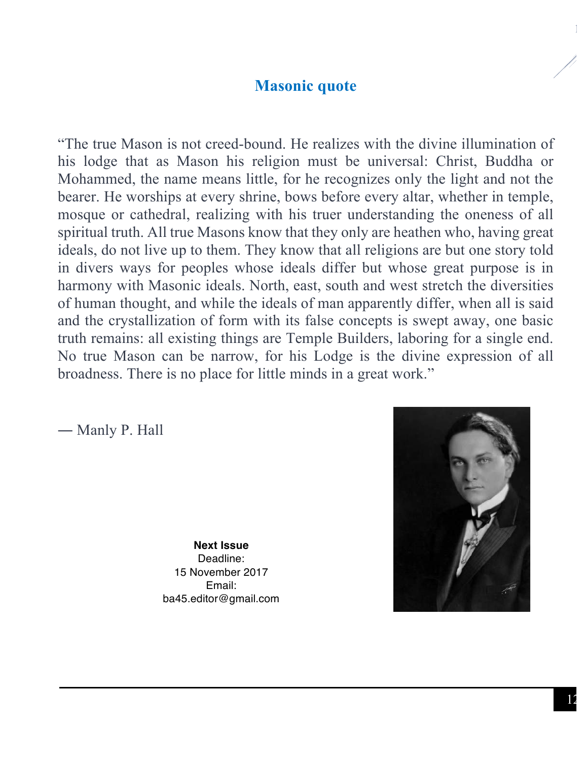## Masonic quote

"The true Mason is not creed-bound. He realizes with the divine illumination of his lodge that as Mason his religion must be universal: Christ, Buddha or Mohammed, the name means little, for he recognizes only the light and not the bearer. He worships at every shrine, bows before every altar, whether in temple, mosque or cathedral, realizing with his truer understanding the oneness of all spiritual truth. All true Masons know that they only are heathen who, having great ideals, do not live up to them. They know that all religions are but one story told in divers ways for peoples whose ideals differ but whose great purpose is in harmony with Masonic ideals. North, east, south and west stretch the diversities of human thought, and while the ideals of man apparently differ, when all is said and the crystallization of form with its false concepts is swept away, one basic truth remains: all existing things are Temple Builders, laboring for a single end. No true Mason can be narrow, for his Lodge is the divine expression of all broadness. There is no place for little minds in a great work."

― Manly P. Hall

**Next Issue**
Deadline:
15 November 2017
Email:
ba45.editor@gmail.com